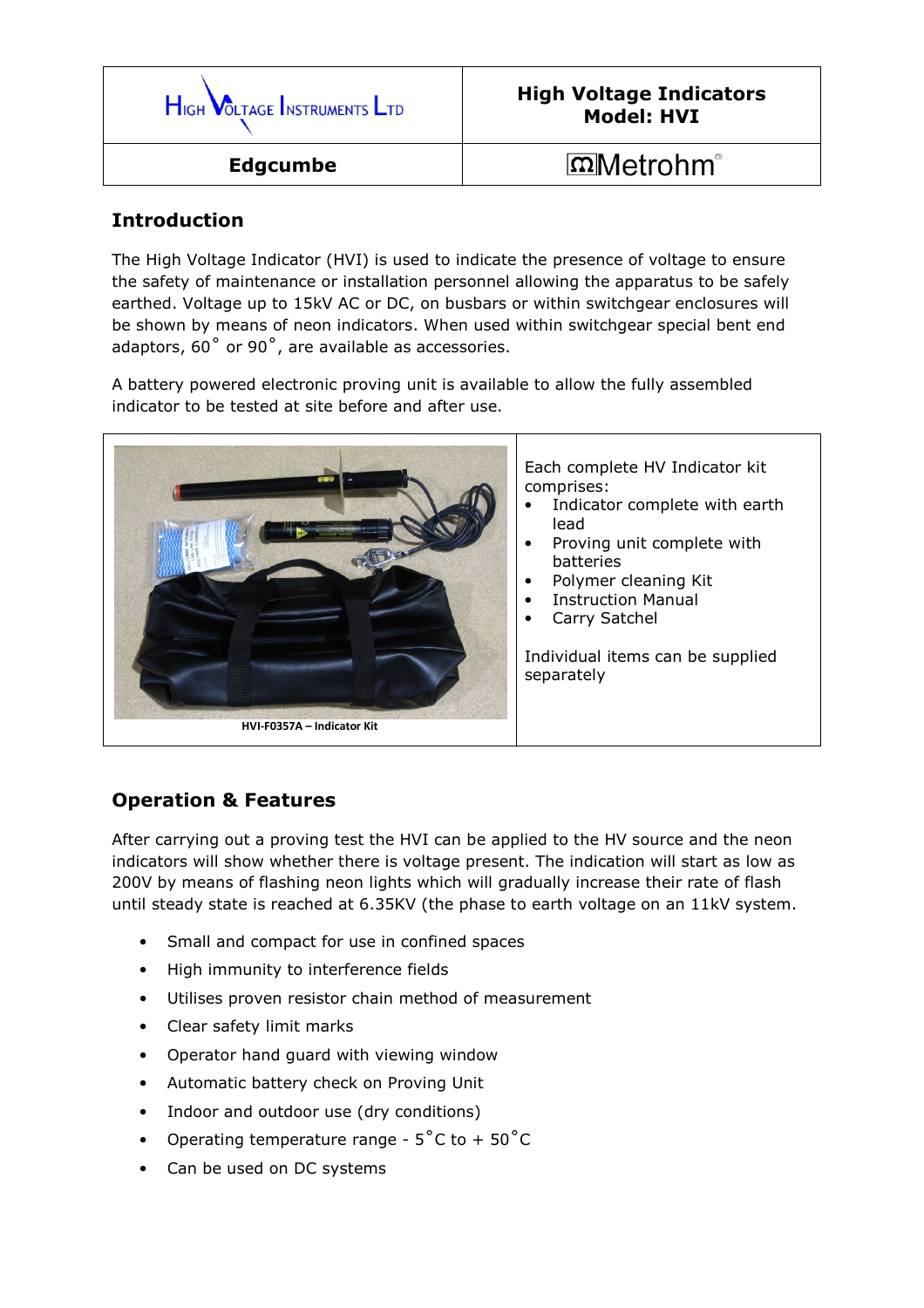| High Voltage Instruments Ltd | **High Voltage Indicators Model: HVI** |
| --- | --- |
| **Edgcumbe** | Metrohm |

## Introduction

The High Voltage Indicator (HVI) is used to indicate the presence of voltage to ensure the safety of maintenance or installation personnel allowing the apparatus to be safely earthed. Voltage up to 15kV AC or DC, on busbars or within switchgear enclosures will be shown by means of neon indicators. When used within switchgear special bent end adaptors, 60˚ or 90˚, are available as accessories.

A battery powered electronic proving unit is available to allow the fully assembled indicator to be tested at site before and after use.

HVI-F0357A – Indicator Kit

Each complete HV Indicator kit comprises:

- Indicator complete with earth lead
- Proving unit complete with batteries
- Polymer cleaning Kit
- Instruction Manual
- Carry Satchel

Individual items can be supplied separately

## Operation & Features

After carrying out a proving test the HVI can be applied to the HV source and the neon indicators will show whether there is voltage present. The indication will start as low as 200V by means of flashing neon lights which will gradually increase their rate of flash until steady state is reached at 6.35KV (the phase to earth voltage on an 11kV system.

- Small and compact for use in confined spaces
- High immunity to interference fields
- Utilises proven resistor chain method of measurement
- Clear safety limit marks
- Operator hand guard with viewing window
- Automatic battery check on Proving Unit
- Indoor and outdoor use (dry conditions)
- Operating temperature range - 5˚C to + 50˚C
- Can be used on DC systems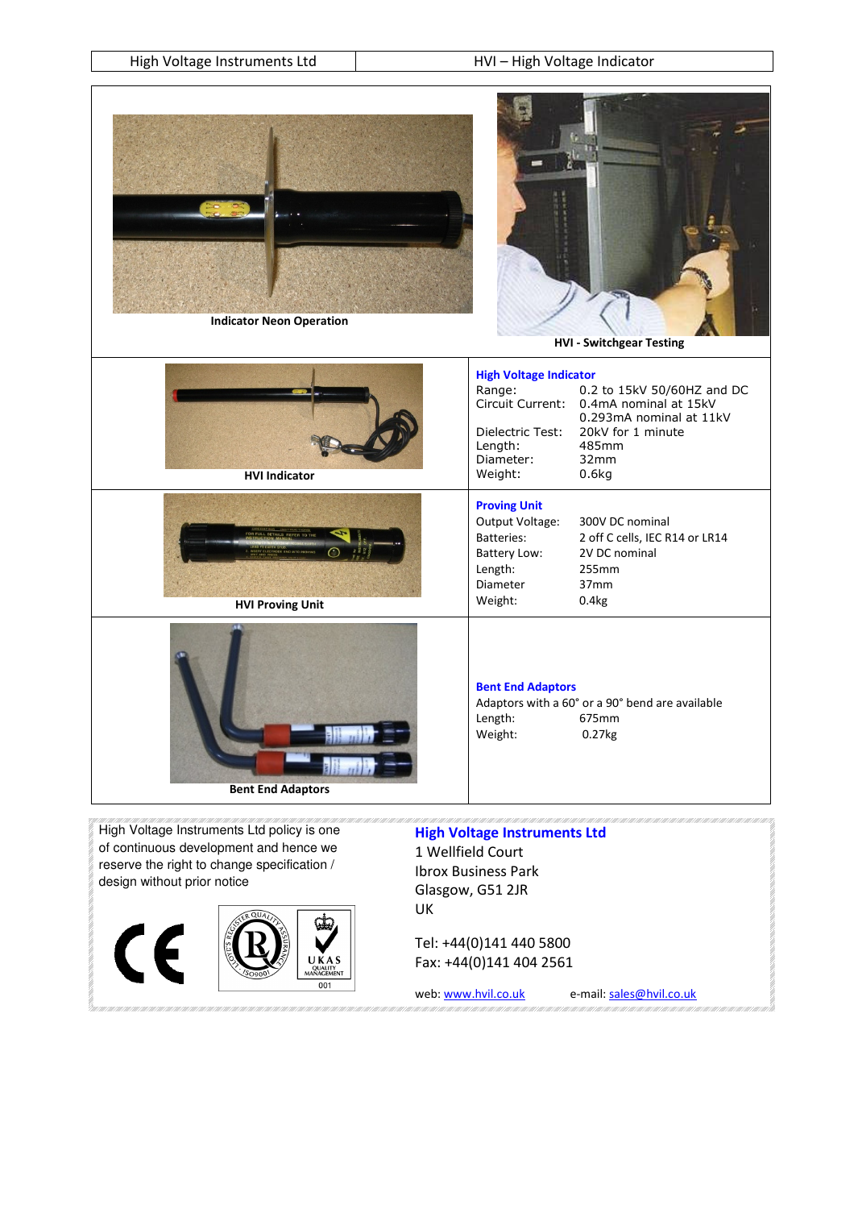Indicator Neon Operation

HVI - Switchgear Testing

HVI Indicator

### High Voltage Indicator

| | |
|---|---|
| Range: | 0.2 to 15kV 50/60HZ and DC |
| Circuit Current: | 0.4mA nominal at 15kV<br>0.293mA nominal at 11kV |
| Dielectric Test: | 20kV for 1 minute |
| Length: | 485mm |
| Diameter: | 32mm |
| Weight: | 0.6kg |

HVI Proving Unit

### Proving Unit

| | |
|---|---|
| Output Voltage: | 300V DC nominal |
| Batteries: | 2 off C cells, IEC R14 or LR14 |
| Battery Low: | 2V DC nominal |
| Length: | 255mm |
| Diameter | 37mm |
| Weight: | 0.4kg |

Bent End Adaptors

### Bent End Adaptors

Adaptors with a 60° or a 90° bend are available

| | |
|---|---|
| Length: | 675mm |
| Weight: | 0.27kg |

High Voltage Instruments Ltd policy is one of continuous development and hence we reserve the right to change specification / design without prior notice

**High Voltage Instruments Ltd**
1 Wellfield Court
Ibrox Business Park
Glasgow, G51 2JR
UK

Tel: +44(0)141 440 5800
Fax: +44(0)141 404 2561

web: www.hvil.co.uk e-mail: sales@hvil.co.uk